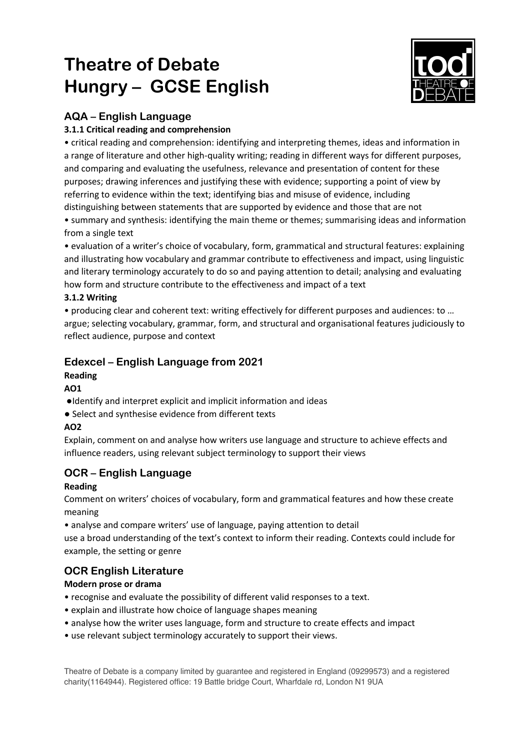# Theatre of Debate
# Hungry – GCSE English

## AQA – English Language

**3.1.1 Critical reading and comprehension**

- critical reading and comprehension: identifying and interpreting themes, ideas and information in a range of literature and other high-quality writing; reading in different ways for different purposes, and comparing and evaluating the usefulness, relevance and presentation of content for these purposes; drawing inferences and justifying these with evidence; supporting a point of view by referring to evidence within the text; identifying bias and misuse of evidence, including distinguishing between statements that are supported by evidence and those that are not
- summary and synthesis: identifying the main theme or themes; summarising ideas and information from a single text
- evaluation of a writer's choice of vocabulary, form, grammatical and structural features: explaining and illustrating how vocabulary and grammar contribute to effectiveness and impact, using linguistic and literary terminology accurately to do so and paying attention to detail; analysing and evaluating how form and structure contribute to the effectiveness and impact of a text

**3.1.2 Writing**

- producing clear and coherent text: writing effectively for different purposes and audiences: to … argue; selecting vocabulary, grammar, form, and structural and organisational features judiciously to reflect audience, purpose and context

## Edexcel – English Language from 2021

**Reading**

**AO1**

- Identify and interpret explicit and implicit information and ideas
- Select and synthesise evidence from different texts

**AO2**

Explain, comment on and analyse how writers use language and structure to achieve effects and influence readers, using relevant subject terminology to support their views

## OCR – English Language

**Reading**

Comment on writers' choices of vocabulary, form and grammatical features and how these create meaning

- analyse and compare writers' use of language, paying attention to detail

use a broad understanding of the text's context to inform their reading. Contexts could include for example, the setting or genre

## OCR English Literature

**Modern prose or drama**

- recognise and evaluate the possibility of different valid responses to a text.
- explain and illustrate how choice of language shapes meaning
- analyse how the writer uses language, form and structure to create effects and impact
- use relevant subject terminology accurately to support their views.

Theatre of Debate is a company limited by guarantee and registered in England (09299573) and a registered charity(1164944). Registered office: 19 Battle bridge Court, Wharfdale rd, London N1 9UA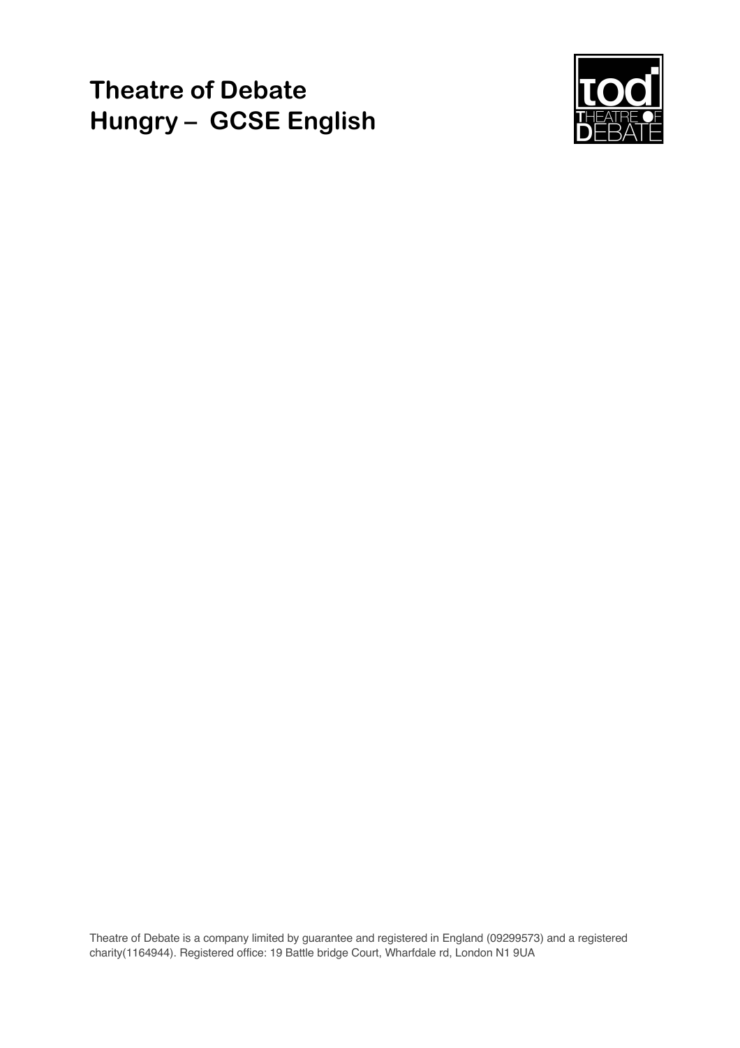# Theatre of Debate
# Hungry – GCSE English

Theatre of Debate is a company limited by guarantee and registered in England (09299573) and a registered charity(1164944). Registered office: 19 Battle bridge Court, Wharfdale rd, London N1 9UA